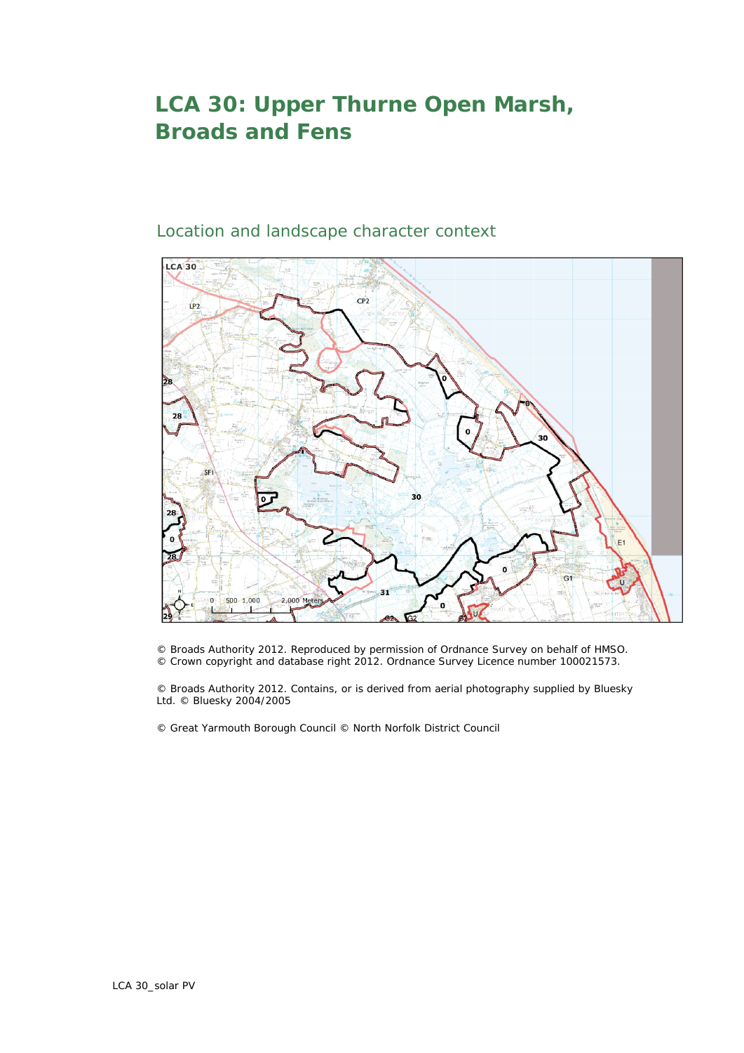# LCA 30: Upper Thurne Open Marsh, Broads and Fens

## Location and landscape character context

© Broads Authority 2012. Reproduced by permission of Ordnance Survey on behalf of HMSO.
© Crown copyright and database right 2012. Ordnance Survey Licence number 100021573.

© Broads Authority 2012. Contains, or is derived from aerial photography supplied by Bluesky Ltd. © Bluesky 2004/2005

© Great Yarmouth Borough Council © North Norfolk District Council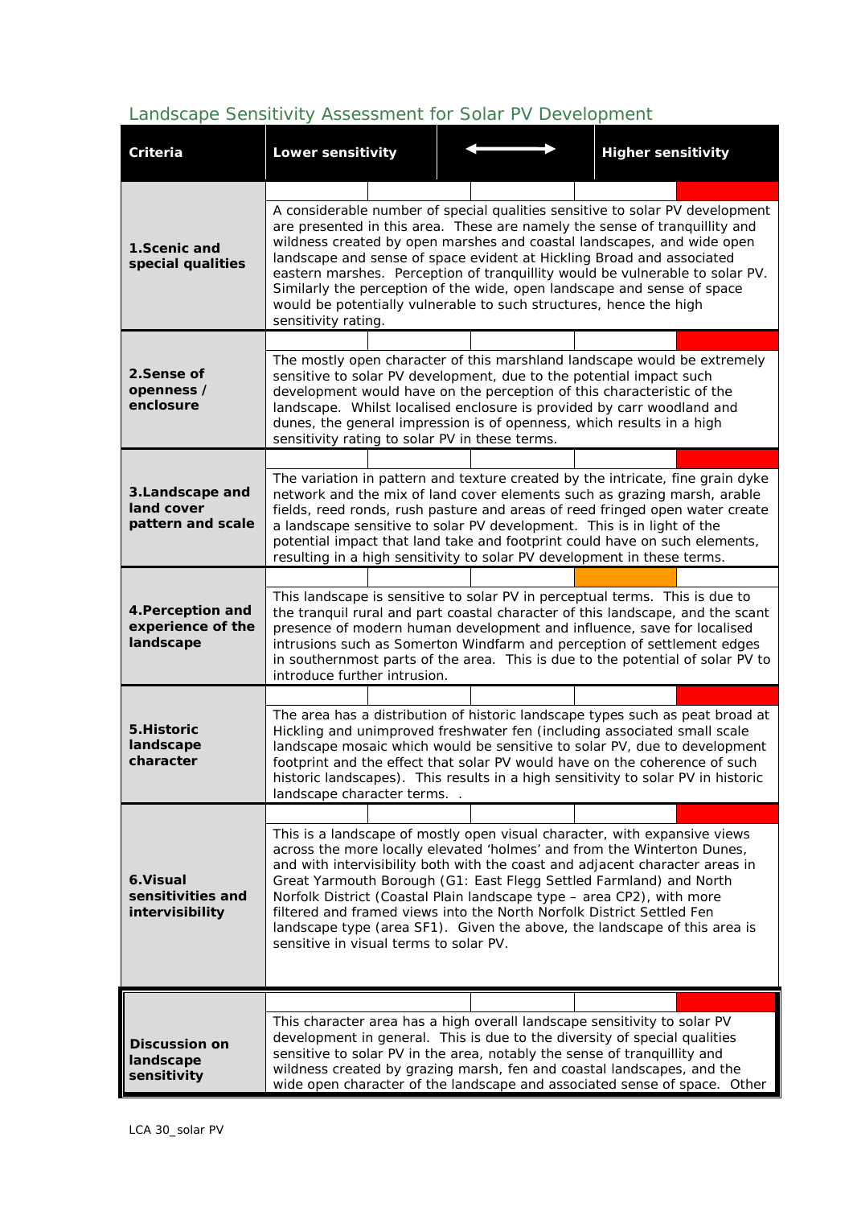## Landscape Sensitivity Assessment for Solar PV Development

| Criteria | Lower sensitivity ⟷ Higher sensitivity |
|---|---|
| **1.Scenic and special qualities** | A considerable number of special qualities sensitive to solar PV development are presented in this area. These are namely the sense of tranquillity and wildness created by open marshes and coastal landscapes, and wide open landscape and sense of space evident at Hickling Broad and associated eastern marshes. Perception of tranquillity would be vulnerable to solar PV. Similarly the perception of the wide, open landscape and sense of space would be potentially vulnerable to such structures, hence the high sensitivity rating. |
| **2.Sense of openness / enclosure** | The mostly open character of this marshland landscape would be extremely sensitive to solar PV development, due to the potential impact such development would have on the perception of this characteristic of the landscape. Whilst localised enclosure is provided by carr woodland and dunes, the general impression is of openness, which results in a high sensitivity rating to solar PV in these terms. |
| **3.Landscape and land cover pattern and scale** | The variation in pattern and texture created by the intricate, fine grain dyke network and the mix of land cover elements such as grazing marsh, arable fields, reed ronds, rush pasture and areas of reed fringed open water create a landscape sensitive to solar PV development. This is in light of the potential impact that land take and footprint could have on such elements, resulting in a high sensitivity to solar PV development in these terms. |
| **4.Perception and experience of the landscape** | This landscape is sensitive to solar PV in perceptual terms. This is due to the tranquil rural and part coastal character of this landscape, and the scant presence of modern human development and influence, save for localised intrusions such as Somerton Windfarm and perception of settlement edges in southernmost parts of the area. This is due to the potential of solar PV to introduce further intrusion. |
| **5.Historic landscape character** | The area has a distribution of historic landscape types such as peat broad at Hickling and unimproved freshwater fen (including associated small scale landscape mosaic which would be sensitive to solar PV, due to development footprint and the effect that solar PV would have on the coherence of such historic landscapes). This results in a high sensitivity to solar PV in historic landscape character terms. . |
| **6.Visual sensitivities and intervisibility** | This is a landscape of mostly open visual character, with expansive views across the more locally elevated 'holmes' and from the Winterton Dunes, and with intervisibility both with the coast and adjacent character areas in Great Yarmouth Borough (G1: East Flegg Settled Farmland) and North Norfolk District (Coastal Plain landscape type – area CP2), with more filtered and framed views into the North Norfolk District Settled Fen landscape type (area SF1). Given the above, the landscape of this area is sensitive in visual terms to solar PV. |
| **Discussion on landscape sensitivity** | This character area has a high overall landscape sensitivity to solar PV development in general. This is due to the diversity of special qualities sensitive to solar PV in the area, notably the sense of tranquillity and wildness created by grazing marsh, fen and coastal landscapes, and the wide open character of the landscape and associated sense of space. Other |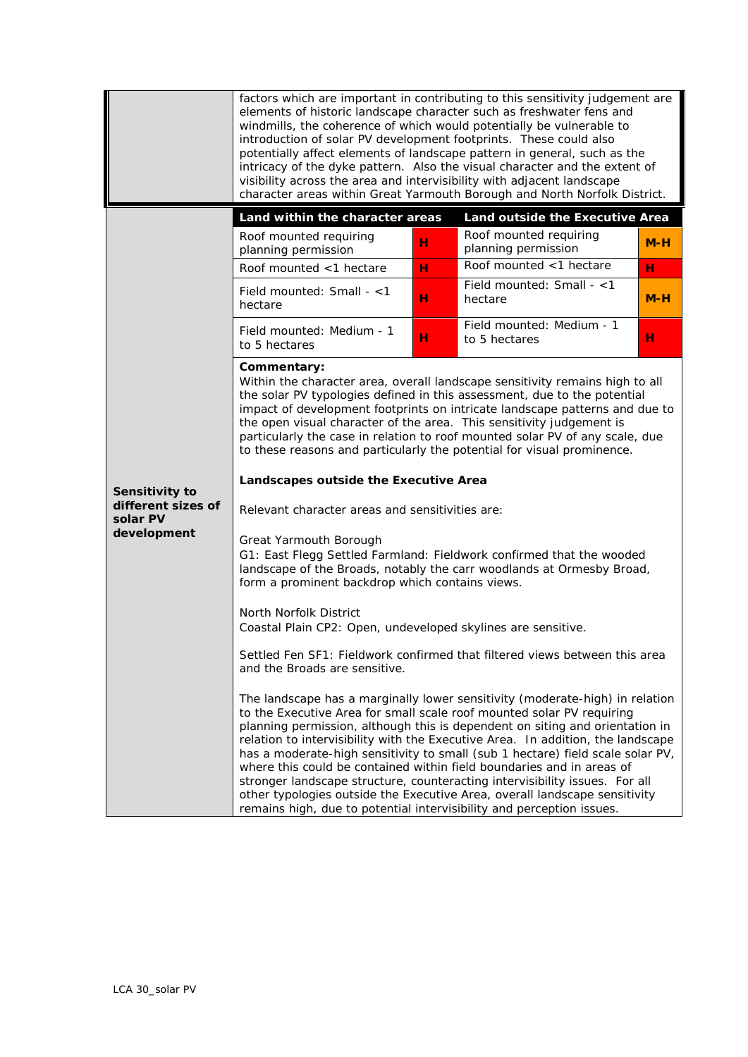factors which are important in contributing to this sensitivity judgement are elements of historic landscape character such as freshwater fens and windmills, the coherence of which would potentially be vulnerable to introduction of solar PV development footprints. These could also potentially affect elements of landscape pattern in general, such as the intricacy of the dyke pattern. Also the visual character and the extent of visibility across the area and intervisibility with adjacent landscape character areas within Great Yarmouth Borough and North Norfolk District.

**Sensitivity to different sizes of solar PV development**

| Land within the character areas | | Land outside the Executive Area | |
|---|---|---|---|
| Roof mounted requiring planning permission | H | Roof mounted requiring planning permission | M-H |
| Roof mounted <1 hectare | H | Roof mounted <1 hectare | H |
| Field mounted: Small - <1 hectare | H | Field mounted: Small - <1 hectare | M-H |
| Field mounted: Medium - 1 to 5 hectares | H | Field mounted: Medium - 1 to 5 hectares | H |

**Commentary:**
Within the character area, overall landscape sensitivity remains high to all the solar PV typologies defined in this assessment, due to the potential impact of development footprints on intricate landscape patterns and due to the open visual character of the area. This sensitivity judgement is particularly the case in relation to roof mounted solar PV of any scale, due to these reasons and particularly the potential for visual prominence.

**Landscapes outside the Executive Area**

Relevant character areas and sensitivities are:

Great Yarmouth Borough
G1: East Flegg Settled Farmland: Fieldwork confirmed that the wooded landscape of the Broads, notably the carr woodlands at Ormesby Broad, form a prominent backdrop which contains views.

North Norfolk District
Coastal Plain CP2: Open, undeveloped skylines are sensitive.

Settled Fen SF1: Fieldwork confirmed that filtered views between this area and the Broads are sensitive.

The landscape has a marginally lower sensitivity (moderate-high) in relation to the Executive Area for small scale roof mounted solar PV requiring planning permission, although this is dependent on siting and orientation in relation to intervisibility with the Executive Area. In addition, the landscape has a moderate-high sensitivity to small (sub 1 hectare) field scale solar PV, where this could be contained within field boundaries and in areas of stronger landscape structure, counteracting intervisibility issues. For all other typologies outside the Executive Area, overall landscape sensitivity remains high, due to potential intervisibility and perception issues.